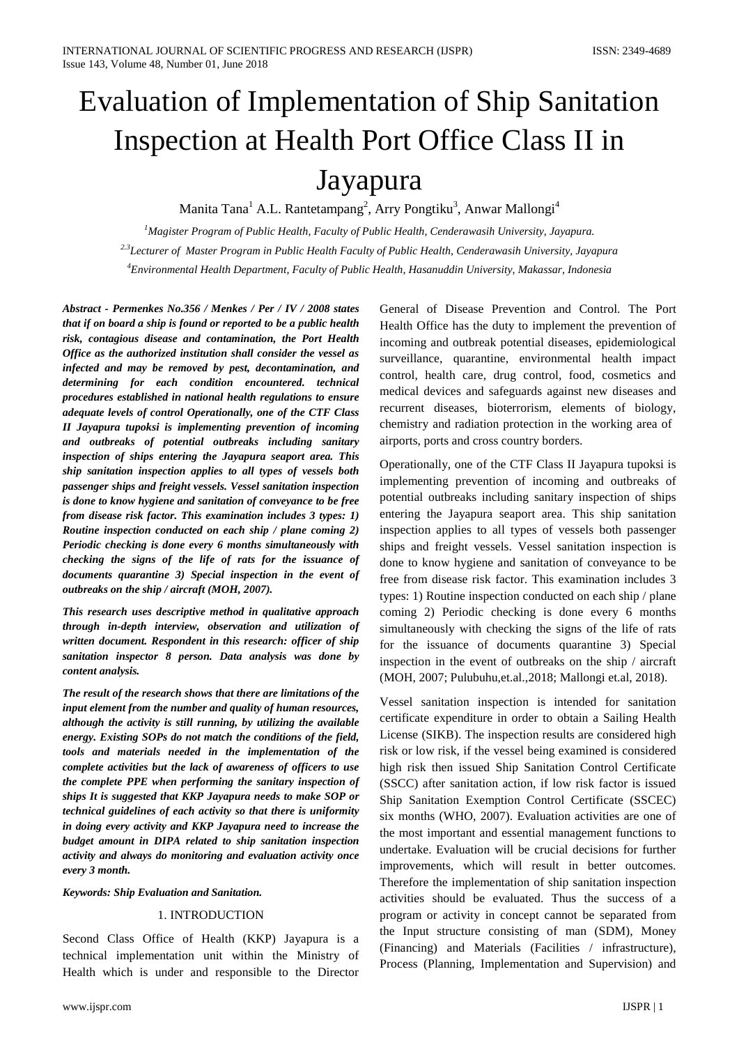# Evaluation of Implementation of Ship Sanitation Inspection at Health Port Office Class II in Jayapura

Manita Tana[1] A.L. Rantetampang[2], Arry Pongtiku[3], Anwar Mallongi[4]

*[1]Magister Program of Public Health, Faculty of Public Health, Cenderawasih University, Jayapura.*

*[2,3]Lecturer of Master Program in Public Health Faculty of Public Health, Cenderawasih University, Jayapura*

*[4]Environmental Health Department, Faculty of Public Health, Hasanuddin University, Makassar, Indonesia*

***Abstract - Permenkes No.356 / Menkes / Per / IV / 2008 states that if on board a ship is found or reported to be a public health risk, contagious disease and contamination, the Port Health Office as the authorized institution shall consider the vessel as infected and may be removed by pest, decontamination, and determining for each condition encountered. technical procedures established in national health regulations to ensure adequate levels of control Operationally, one of the CTF Class II Jayapura tupoksi is implementing prevention of incoming and outbreaks of potential outbreaks including sanitary inspection of ships entering the Jayapura seaport area. This ship sanitation inspection applies to all types of vessels both passenger ships and freight vessels. Vessel sanitation inspection is done to know hygiene and sanitation of conveyance to be free from disease risk factor. This examination includes 3 types: 1) Routine inspection conducted on each ship / plane coming 2) Periodic checking is done every 6 months simultaneously with checking the signs of the life of rats for the issuance of documents quarantine 3) Special inspection in the event of outbreaks on the ship / aircraft (MOH, 2007).***

***This research uses descriptive method in qualitative approach through in-depth interview, observation and utilization of written document. Respondent in this research: officer of ship sanitation inspector 8 person. Data analysis was done by content analysis.***

***The result of the research shows that there are limitations of the input element from the number and quality of human resources, although the activity is still running, by utilizing the available energy. Existing SOPs do not match the conditions of the field, tools and materials needed in the implementation of the complete activities but the lack of awareness of officers to use the complete PPE when performing the sanitary inspection of ships It is suggested that KKP Jayapura needs to make SOP or technical guidelines of each activity so that there is uniformity in doing every activity and KKP Jayapura need to increase the budget amount in DIPA related to ship sanitation inspection activity and always do monitoring and evaluation activity once every 3 month.***

***Keywords: Ship Evaluation and Sanitation.***

## 1. INTRODUCTION

Second Class Office of Health (KKP) Jayapura is a technical implementation unit within the Ministry of Health which is under and responsible to the Director General of Disease Prevention and Control. The Port Health Office has the duty to implement the prevention of incoming and outbreak potential diseases, epidemiological surveillance, quarantine, environmental health impact control, health care, drug control, food, cosmetics and medical devices and safeguards against new diseases and recurrent diseases, bioterrorism, elements of biology, chemistry and radiation protection in the working area of airports, ports and cross country borders.

Operationally, one of the CTF Class II Jayapura tupoksi is implementing prevention of incoming and outbreaks of potential outbreaks including sanitary inspection of ships entering the Jayapura seaport area. This ship sanitation inspection applies to all types of vessels both passenger ships and freight vessels. Vessel sanitation inspection is done to know hygiene and sanitation of conveyance to be free from disease risk factor. This examination includes 3 types: 1) Routine inspection conducted on each ship / plane coming 2) Periodic checking is done every 6 months simultaneously with checking the signs of the life of rats for the issuance of documents quarantine 3) Special inspection in the event of outbreaks on the ship / aircraft (MOH, 2007; Pulubuhu,et.al.,2018; Mallongi et.al, 2018).

Vessel sanitation inspection is intended for sanitation certificate expenditure in order to obtain a Sailing Health License (SIKB). The inspection results are considered high risk or low risk, if the vessel being examined is considered high risk then issued Ship Sanitation Control Certificate (SSCC) after sanitation action, if low risk factor is issued Ship Sanitation Exemption Control Certificate (SSCEC) six months (WHO, 2007). Evaluation activities are one of the most important and essential management functions to undertake. Evaluation will be crucial decisions for further improvements, which will result in better outcomes. Therefore the implementation of ship sanitation inspection activities should be evaluated. Thus the success of a program or activity in concept cannot be separated from the Input structure consisting of man (SDM), Money (Financing) and Materials (Facilities / infrastructure), Process (Planning, Implementation and Supervision) and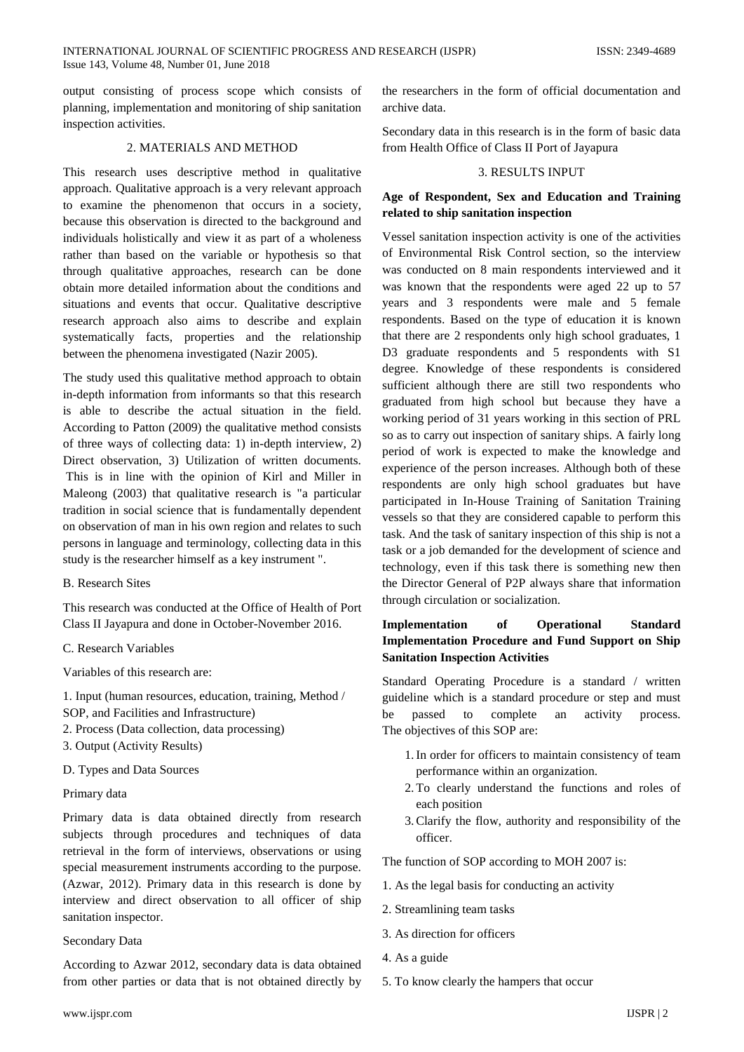output consisting of process scope which consists of planning, implementation and monitoring of ship sanitation inspection activities.

## 2. MATERIALS AND METHOD

This research uses descriptive method in qualitative approach. Qualitative approach is a very relevant approach to examine the phenomenon that occurs in a society, because this observation is directed to the background and individuals holistically and view it as part of a wholeness rather than based on the variable or hypothesis so that through qualitative approaches, research can be done obtain more detailed information about the conditions and situations and events that occur. Qualitative descriptive research approach also aims to describe and explain systematically facts, properties and the relationship between the phenomena investigated (Nazir 2005).

The study used this qualitative method approach to obtain in-depth information from informants so that this research is able to describe the actual situation in the field. According to Patton (2009) the qualitative method consists of three ways of collecting data: 1) in-depth interview, 2) Direct observation, 3) Utilization of written documents. This is in line with the opinion of Kirl and Miller in Maleong (2003) that qualitative research is "a particular tradition in social science that is fundamentally dependent on observation of man in his own region and relates to such persons in language and terminology, collecting data in this study is the researcher himself as a key instrument ".

B. Research Sites

This research was conducted at the Office of Health of Port Class II Jayapura and done in October-November 2016.

C. Research Variables

Variables of this research are:

1. Input (human resources, education, training, Method / SOP, and Facilities and Infrastructure)
2. Process (Data collection, data processing)
3. Output (Activity Results)

D. Types and Data Sources

Primary data

Primary data is data obtained directly from research subjects through procedures and techniques of data retrieval in the form of interviews, observations or using special measurement instruments according to the purpose. (Azwar, 2012). Primary data in this research is done by interview and direct observation to all officer of ship sanitation inspector.

Secondary Data

According to Azwar 2012, secondary data is data obtained from other parties or data that is not obtained directly by the researchers in the form of official documentation and archive data.

Secondary data in this research is in the form of basic data from Health Office of Class II Port of Jayapura

## 3. RESULTS INPUT

### Age of Respondent, Sex and Education and Training related to ship sanitation inspection

Vessel sanitation inspection activity is one of the activities of Environmental Risk Control section, so the interview was conducted on 8 main respondents interviewed and it was known that the respondents were aged 22 up to 57 years and 3 respondents were male and 5 female respondents. Based on the type of education it is known that there are 2 respondents only high school graduates, 1 D3 graduate respondents and 5 respondents with S1 degree. Knowledge of these respondents is considered sufficient although there are still two respondents who graduated from high school but because they have a working period of 31 years working in this section of PRL so as to carry out inspection of sanitary ships. A fairly long period of work is expected to make the knowledge and experience of the person increases. Although both of these respondents are only high school graduates but have participated in In-House Training of Sanitation Training vessels so that they are considered capable to perform this task. And the task of sanitary inspection of this ship is not a task or a job demanded for the development of science and technology, even if this task there is something new then the Director General of P2P always share that information through circulation or socialization.

### Implementation of Operational Standard Implementation Procedure and Fund Support on Ship Sanitation Inspection Activities

Standard Operating Procedure is a standard / written guideline which is a standard procedure or step and must be passed to complete an activity process. The objectives of this SOP are:

1. In order for officers to maintain consistency of team performance within an organization.
2. To clearly understand the functions and roles of each position
3. Clarify the flow, authority and responsibility of the officer.

The function of SOP according to MOH 2007 is:

1. As the legal basis for conducting an activity
2. Streamlining team tasks
3. As direction for officers
4. As a guide
5. To know clearly the hampers that occur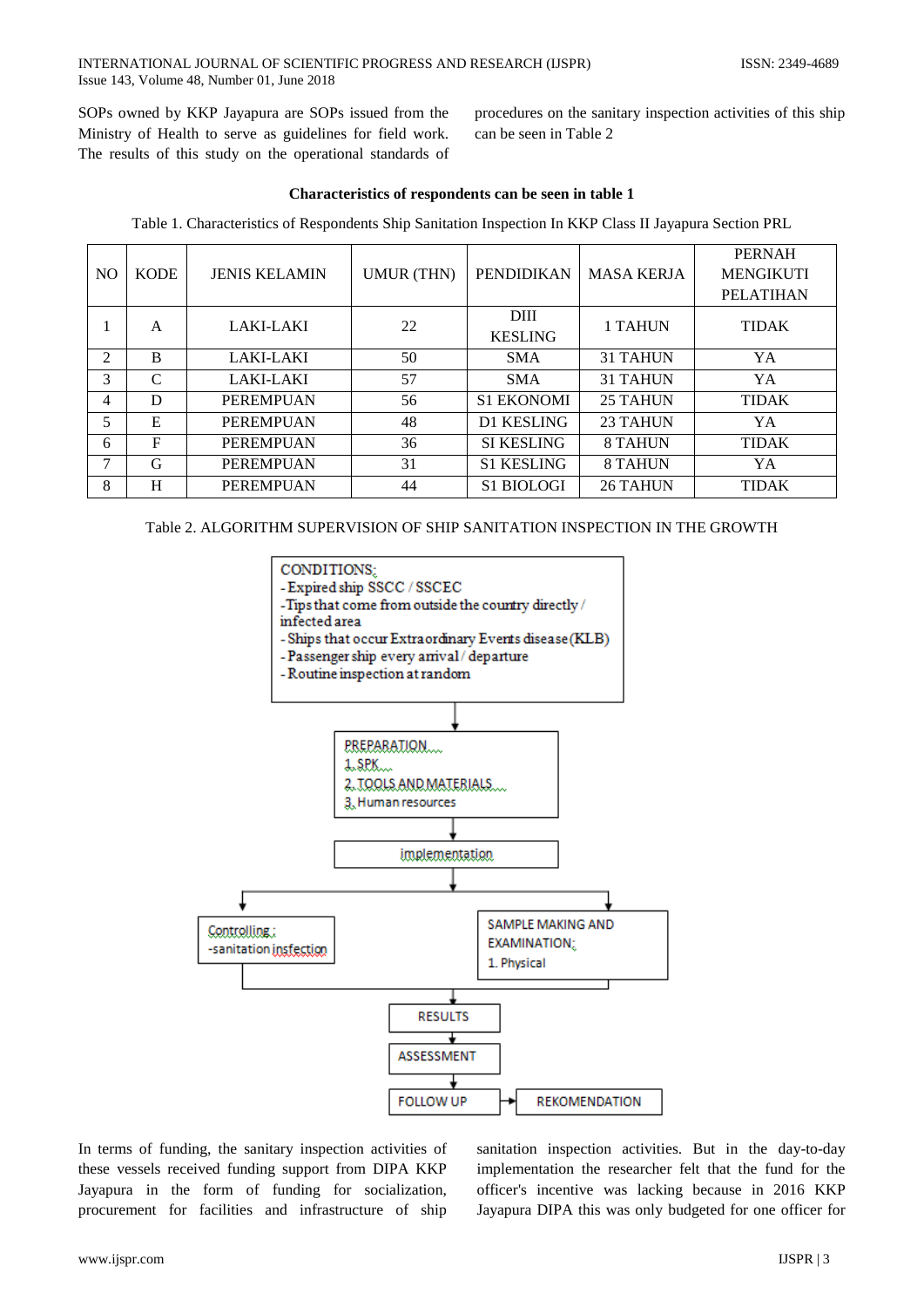SOPs owned by KKP Jayapura are SOPs issued from the Ministry of Health to serve as guidelines for field work. The results of this study on the operational standards of procedures on the sanitary inspection activities of this ship can be seen in Table 2

**Characteristics of respondents can be seen in table 1**

Table 1. Characteristics of Respondents Ship Sanitation Inspection In KKP Class II Jayapura Section PRL

| NO | KODE | JENIS KELAMIN | UMUR (THN) | PENDIDIKAN | MASA KERJA | PERNAH MENGIKUTI PELATIHAN |
|---|---|---|---|---|---|---|
| 1 | A | LAKI-LAKI | 22 | DIII KESLING | 1 TAHUN | TIDAK |
| 2 | B | LAKI-LAKI | 50 | SMA | 31 TAHUN | YA |
| 3 | C | LAKI-LAKI | 57 | SMA | 31 TAHUN | YA |
| 4 | D | PEREMPUAN | 56 | S1 EKONOMI | 25 TAHUN | TIDAK |
| 5 | E | PEREMPUAN | 48 | D1 KESLING | 23 TAHUN | YA |
| 6 | F | PEREMPUAN | 36 | SI KESLING | 8 TAHUN | TIDAK |
| 7 | G | PEREMPUAN | 31 | S1 KESLING | 8 TAHUN | YA |
| 8 | H | PEREMPUAN | 44 | S1 BIOLOGI | 26 TAHUN | TIDAK |

Table 2. ALGORITHM SUPERVISION OF SHIP SANITATION INSPECTION IN THE GROWTH

CONDITIONS:
- Expired ship SSCC / SSCEC
- Tips that come from outside the country directly / infected area
- Ships that occur Extraordinary Events disease (KLB)
- Passenger ship every arrival / departure
- Routine inspection at random

PREPARATION
1. SPK
2. TOOLS AND MATERIALS
3. Human resources

implementation

Controlling :
- sanitation insfection

SAMPLE MAKING AND EXAMINATION:
1. Physical

RESULTS

ASSESSMENT

FOLLOW UP → REKOMENDATION

In terms of funding, the sanitary inspection activities of these vessels received funding support from DIPA KKP Jayapura in the form of funding for socialization, procurement for facilities and infrastructure of ship sanitation inspection activities. But in the day-to-day implementation the researcher felt that the fund for the officer's incentive was lacking because in 2016 KKP Jayapura DIPA this was only budgeted for one officer for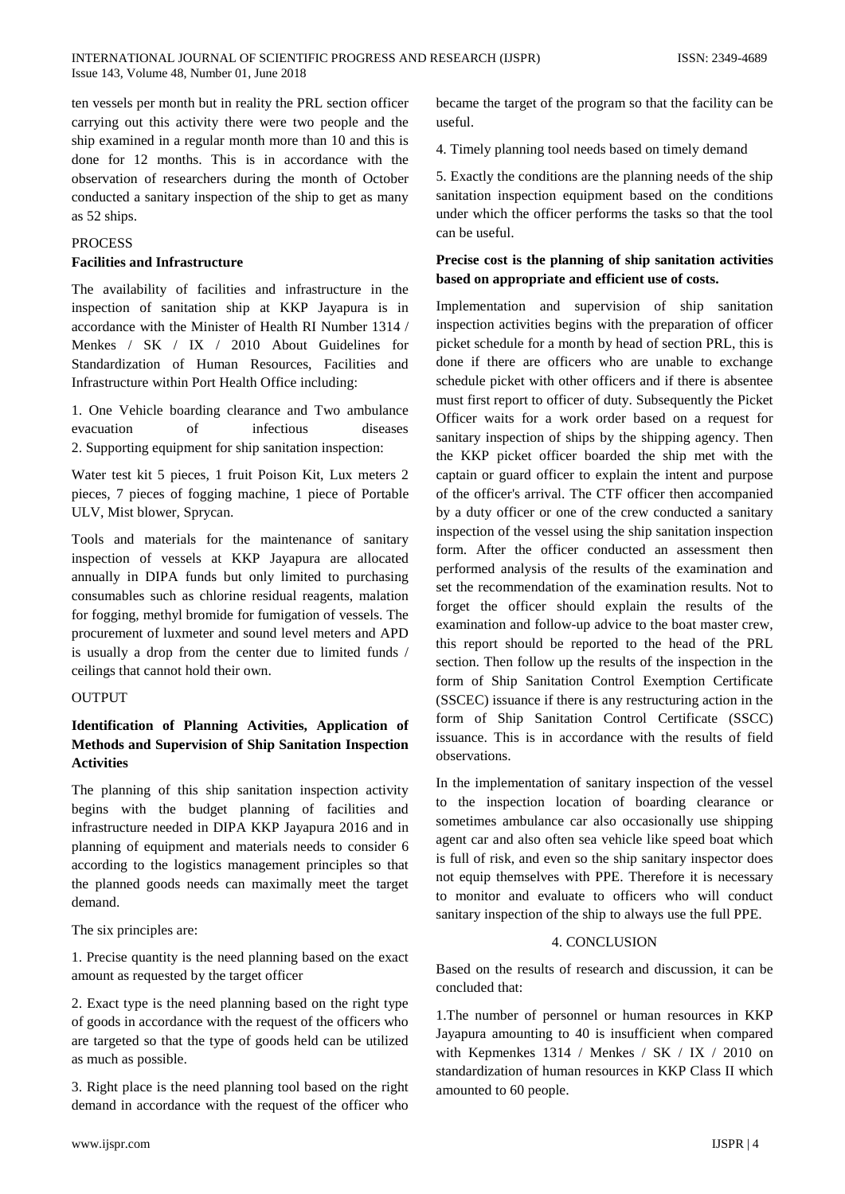ten vessels per month but in reality the PRL section officer carrying out this activity there were two people and the ship examined in a regular month more than 10 and this is done for 12 months. This is in accordance with the observation of researchers during the month of October conducted a sanitary inspection of the ship to get as many as 52 ships.

PROCESS

**Facilities and Infrastructure**

The availability of facilities and infrastructure in the inspection of sanitation ship at KKP Jayapura is in accordance with the Minister of Health RI Number 1314 / Menkes / SK / IX / 2010 About Guidelines for Standardization of Human Resources, Facilities and Infrastructure within Port Health Office including:

1. One Vehicle boarding clearance and Two ambulance evacuation of infectious diseases
2. Supporting equipment for ship sanitation inspection:

Water test kit 5 pieces, 1 fruit Poison Kit, Lux meters 2 pieces, 7 pieces of fogging machine, 1 piece of Portable ULV, Mist blower, Sprycan.

Tools and materials for the maintenance of sanitary inspection of vessels at KKP Jayapura are allocated annually in DIPA funds but only limited to purchasing consumables such as chlorine residual reagents, malation for fogging, methyl bromide for fumigation of vessels. The procurement of luxmeter and sound level meters and APD is usually a drop from the center due to limited funds / ceilings that cannot hold their own.

OUTPUT

**Identification of Planning Activities, Application of Methods and Supervision of Ship Sanitation Inspection Activities**

The planning of this ship sanitation inspection activity begins with the budget planning of facilities and infrastructure needed in DIPA KKP Jayapura 2016 and in planning of equipment and materials needs to consider 6 according to the logistics management principles so that the planned goods needs can maximally meet the target demand.

The six principles are:

1. Precise quantity is the need planning based on the exact amount as requested by the target officer

2. Exact type is the need planning based on the right type of goods in accordance with the request of the officers who are targeted so that the type of goods held can be utilized as much as possible.

3. Right place is the need planning tool based on the right demand in accordance with the request of the officer who became the target of the program so that the facility can be useful.

4. Timely planning tool needs based on timely demand

5. Exactly the conditions are the planning needs of the ship sanitation inspection equipment based on the conditions under which the officer performs the tasks so that the tool can be useful.

**Precise cost is the planning of ship sanitation activities based on appropriate and efficient use of costs.**

Implementation and supervision of ship sanitation inspection activities begins with the preparation of officer picket schedule for a month by head of section PRL, this is done if there are officers who are unable to exchange schedule picket with other officers and if there is absentee must first report to officer of duty. Subsequently the Picket Officer waits for a work order based on a request for sanitary inspection of ships by the shipping agency. Then the KKP picket officer boarded the ship met with the captain or guard officer to explain the intent and purpose of the officer's arrival. The CTF officer then accompanied by a duty officer or one of the crew conducted a sanitary inspection of the vessel using the ship sanitation inspection form. After the officer conducted an assessment then performed analysis of the results of the examination and set the recommendation of the examination results. Not to forget the officer should explain the results of the examination and follow-up advice to the boat master crew, this report should be reported to the head of the PRL section. Then follow up the results of the inspection in the form of Ship Sanitation Control Exemption Certificate (SSCEC) issuance if there is any restructuring action in the form of Ship Sanitation Control Certificate (SSCC) issuance. This is in accordance with the results of field observations.

In the implementation of sanitary inspection of the vessel to the inspection location of boarding clearance or sometimes ambulance car also occasionally use shipping agent car and also often sea vehicle like speed boat which is full of risk, and even so the ship sanitary inspector does not equip themselves with PPE. Therefore it is necessary to monitor and evaluate to officers who will conduct sanitary inspection of the ship to always use the full PPE.

## 4. CONCLUSION

Based on the results of research and discussion, it can be concluded that:

1.The number of personnel or human resources in KKP Jayapura amounting to 40 is insufficient when compared with Kepmenkes 1314 / Menkes / SK / IX / 2010 on standardization of human resources in KKP Class II which amounted to 60 people.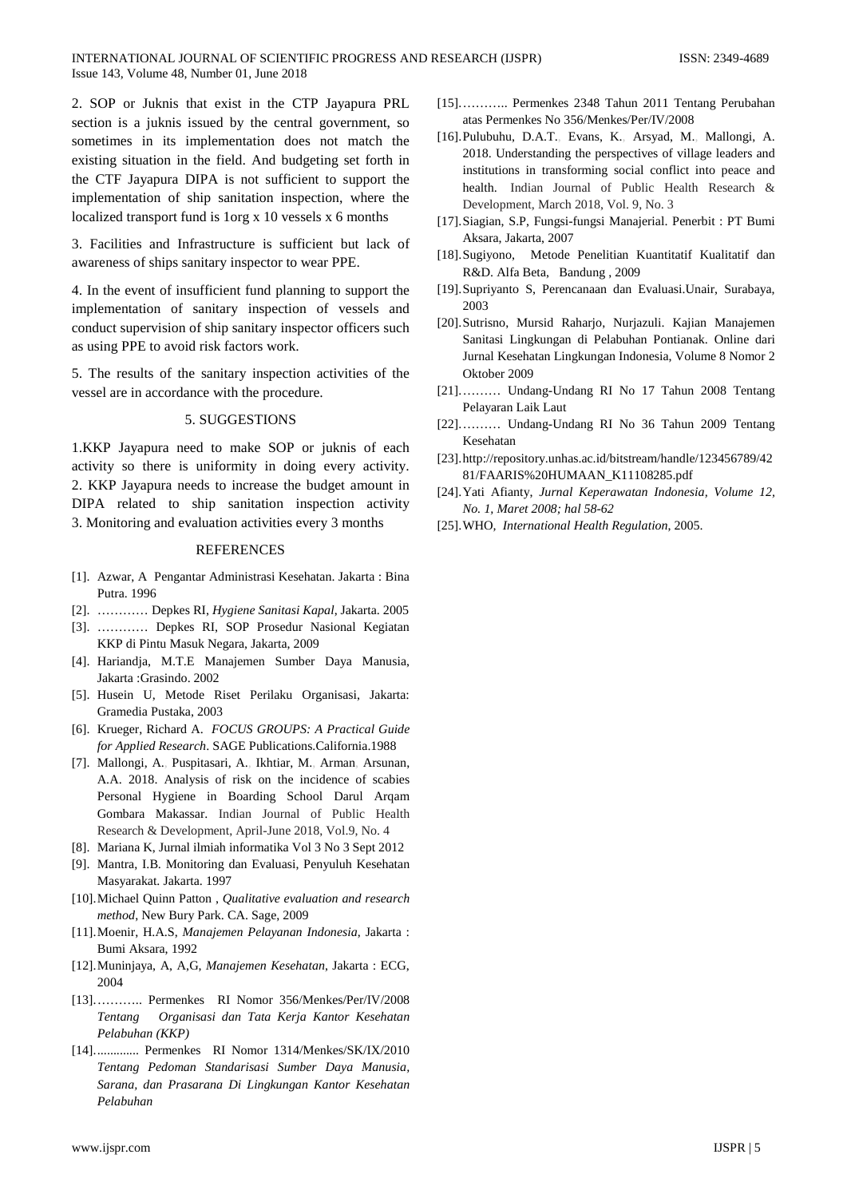2. SOP or Juknis that exist in the CTP Jayapura PRL section is a juknis issued by the central government, so sometimes in its implementation does not match the existing situation in the field. And budgeting set forth in the CTF Jayapura DIPA is not sufficient to support the implementation of ship sanitation inspection, where the localized transport fund is 1org x 10 vessels x 6 months

3. Facilities and Infrastructure is sufficient but lack of awareness of ships sanitary inspector to wear PPE.

4. In the event of insufficient fund planning to support the implementation of sanitary inspection of vessels and conduct supervision of ship sanitary inspector officers such as using PPE to avoid risk factors work.

5. The results of the sanitary inspection activities of the vessel are in accordance with the procedure.

## 5. SUGGESTIONS

1.KKP Jayapura need to make SOP or juknis of each activity so there is uniformity in doing every activity.
2. KKP Jayapura needs to increase the budget amount in DIPA related to ship sanitation inspection activity
3. Monitoring and evaluation activities every 3 months

## REFERENCES

[1]. Azwar, A Pengantar Administrasi Kesehatan. Jakarta : Bina Putra. 1996

[2]. ………… Depkes RI, *Hygiene Sanitasi Kapal*, Jakarta. 2005

[3]. ………… Depkes RI, SOP Prosedur Nasional Kegiatan KKP di Pintu Masuk Negara, Jakarta, 2009

[4]. Hariandja, M.T.E Manajemen Sumber Daya Manusia, Jakarta :Grasindo. 2002

[5]. Husein U, Metode Riset Perilaku Organisasi, Jakarta: Gramedia Pustaka, 2003

[6]. Krueger, Richard A. *FOCUS GROUPS: A Practical Guide for Applied Research*. SAGE Publications.California.1988

[7]. Mallongi, A., Puspitasari, A., Ikhtiar, M., Arman, Arsunan, A.A. 2018. Analysis of risk on the incidence of scabies Personal Hygiene in Boarding School Darul Arqam Gombara Makassar. Indian Journal of Public Health Research & Development, April-June 2018, Vol.9, No. 4

[8]. Mariana K, Jurnal ilmiah informatika Vol 3 No 3 Sept 2012

[9]. Mantra, I.B. Monitoring dan Evaluasi, Penyuluh Kesehatan Masyarakat. Jakarta. 1997

[10]. Michael Quinn Patton , *Qualitative evaluation and research method*, New Bury Park. CA. Sage, 2009

[11]. Moenir, H.A.S, *Manajemen Pelayanan Indonesia*, Jakarta : Bumi Aksara, 1992

[12]. Muninjaya, A, A,G, *Manajemen Kesehatan*, Jakarta : ECG, 2004

[13]. ……….. Permenkes RI Nomor 356/Menkes/Per/IV/2008 *Tentang Organisasi dan Tata Kerja Kantor Kesehatan Pelabuhan (KKP)*

[14]. ............. Permenkes RI Nomor 1314/Menkes/SK/IX/2010 *Tentang Pedoman Standarisasi Sumber Daya Manusia, Sarana, dan Prasarana Di Lingkungan Kantor Kesehatan Pelabuhan*

[15]. ……….. Permenkes 2348 Tahun 2011 Tentang Perubahan atas Permenkes No 356/Menkes/Per/IV/2008

[16]. Pulubuhu, D.A.T., Evans, K., Arsyad, M., Mallongi, A. 2018. Understanding the perspectives of village leaders and institutions in transforming social conflict into peace and health. Indian Journal of Public Health Research & Development, March 2018, Vol. 9, No. 3

[17]. Siagian, S.P, Fungsi-fungsi Manajerial. Penerbit : PT Bumi Aksara, Jakarta, 2007

[18]. Sugiyono, Metode Penelitian Kuantitatif Kualitatif dan R&D. Alfa Beta, Bandung , 2009

[19]. Supriyanto S, Perencanaan dan Evaluasi.Unair, Surabaya, 2003

[20]. Sutrisno, Mursid Raharjo, Nurjazuli. Kajian Manajemen Sanitasi Lingkungan di Pelabuhan Pontianak. Online dari Jurnal Kesehatan Lingkungan Indonesia, Volume 8 Nomor 2 Oktober 2009

[21]. ……… Undang-Undang RI No 17 Tahun 2008 Tentang Pelayaran Laik Laut

[22]. ……… Undang-Undang RI No 36 Tahun 2009 Tentang Kesehatan

[23]. http://repository.unhas.ac.id/bitstream/handle/123456789/4281/FAARIS%20HUMAAN_K11108285.pdf

[24]. Yati Afianty, *Jurnal Keperawatan Indonesia, Volume 12, No. 1, Maret 2008; hal 58-62*

[25]. WHO, *International Health Regulation*, 2005.